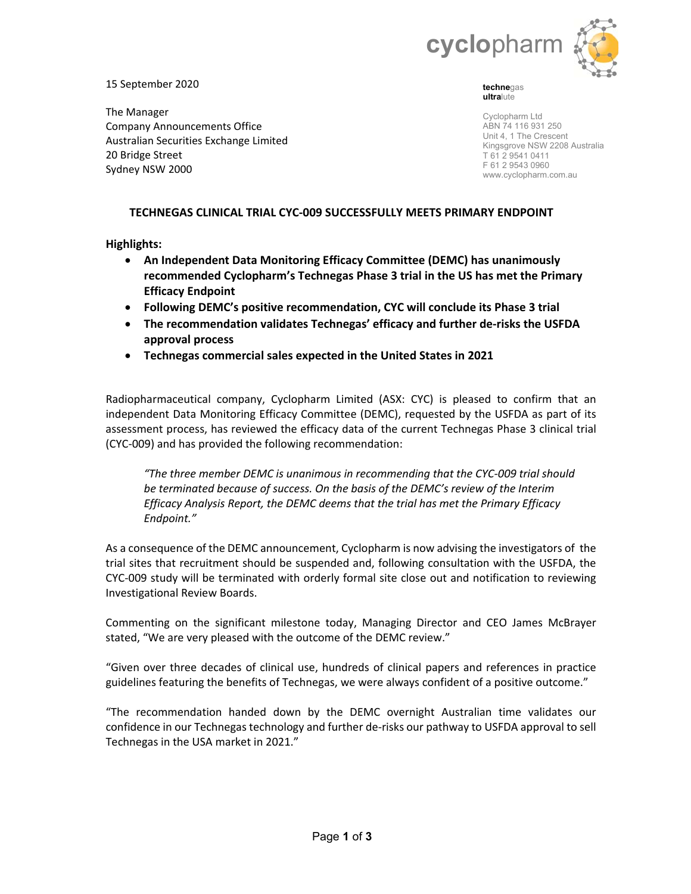15 September 2020

The Manager
Company Announcements Office
Australian Securities Exchange Limited
20 Bridge Street
Sydney NSW 2000

**techne**gas
**ultra**lute

Cyclopharm Ltd
ABN 74 116 931 250
Unit 4, 1 The Crescent
Kingsgrove NSW 2208 Australia
T 61 2 9541 0411
F 61 2 9543 0960
www.cyclopharm.com.au

## TECHNEGAS CLINICAL TRIAL CYC-009 SUCCESSFULLY MEETS PRIMARY ENDPOINT

**Highlights:**

- **An Independent Data Monitoring Efficacy Committee (DEMC) has unanimously recommended Cyclopharm's Technegas Phase 3 trial in the US has met the Primary Efficacy Endpoint**
- **Following DEMC's positive recommendation, CYC will conclude its Phase 3 trial**
- **The recommendation validates Technegas' efficacy and further de-risks the USFDA approval process**
- **Technegas commercial sales expected in the United States in 2021**

Radiopharmaceutical company, Cyclopharm Limited (ASX: CYC) is pleased to confirm that an independent Data Monitoring Efficacy Committee (DEMC), requested by the USFDA as part of its assessment process, has reviewed the efficacy data of the current Technegas Phase 3 clinical trial (CYC-009) and has provided the following recommendation:

> *"The three member DEMC is unanimous in recommending that the CYC-009 trial should be terminated because of success. On the basis of the DEMC's review of the Interim Efficacy Analysis Report, the DEMC deems that the trial has met the Primary Efficacy Endpoint."*

As a consequence of the DEMC announcement, Cyclopharm is now advising the investigators of the trial sites that recruitment should be suspended and, following consultation with the USFDA, the CYC-009 study will be terminated with orderly formal site close out and notification to reviewing Investigational Review Boards.

Commenting on the significant milestone today, Managing Director and CEO James McBrayer stated, "We are very pleased with the outcome of the DEMC review."

"Given over three decades of clinical use, hundreds of clinical papers and references in practice guidelines featuring the benefits of Technegas, we were always confident of a positive outcome."

"The recommendation handed down by the DEMC overnight Australian time validates our confidence in our Technegas technology and further de-risks our pathway to USFDA approval to sell Technegas in the USA market in 2021."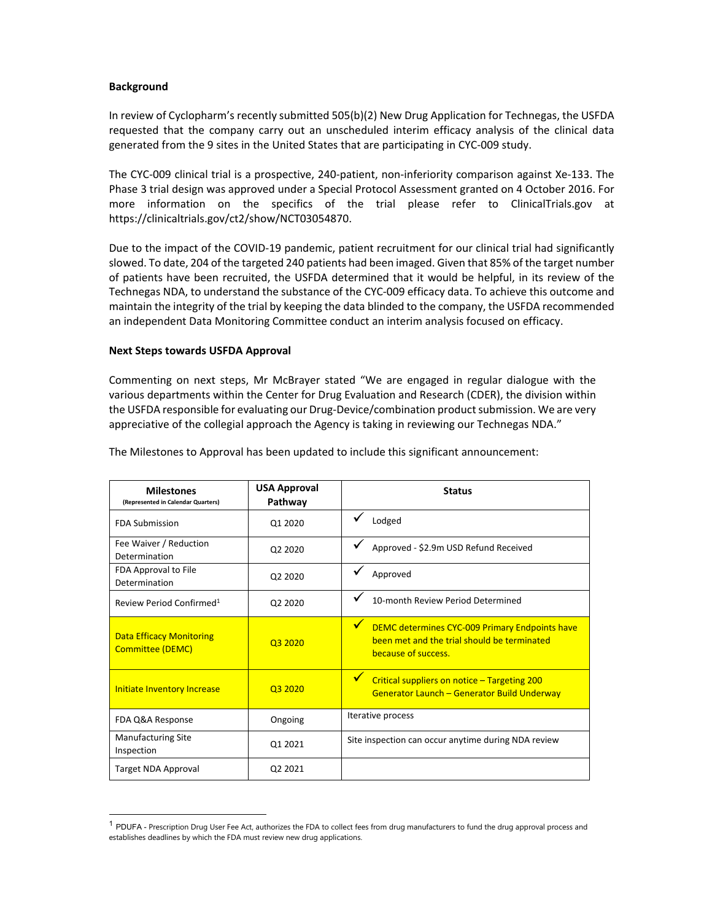**Background**

In review of Cyclopharm's recently submitted 505(b)(2) New Drug Application for Technegas, the USFDA requested that the company carry out an unscheduled interim efficacy analysis of the clinical data generated from the 9 sites in the United States that are participating in CYC-009 study.

The CYC-009 clinical trial is a prospective, 240-patient, non-inferiority comparison against Xe-133. The Phase 3 trial design was approved under a Special Protocol Assessment granted on 4 October 2016. For more information on the specifics of the trial please refer to ClinicalTrials.gov at https://clinicaltrials.gov/ct2/show/NCT03054870.

Due to the impact of the COVID-19 pandemic, patient recruitment for our clinical trial had significantly slowed. To date, 204 of the targeted 240 patients had been imaged. Given that 85% of the target number of patients have been recruited, the USFDA determined that it would be helpful, in its review of the Technegas NDA, to understand the substance of the CYC-009 efficacy data. To achieve this outcome and maintain the integrity of the trial by keeping the data blinded to the company, the USFDA recommended an independent Data Monitoring Committee conduct an interim analysis focused on efficacy.

**Next Steps towards USFDA Approval**

Commenting on next steps, Mr McBrayer stated "We are engaged in regular dialogue with the various departments within the Center for Drug Evaluation and Research (CDER), the division within the USFDA responsible for evaluating our Drug-Device/combination product submission. We are very appreciative of the collegial approach the Agency is taking in reviewing our Technegas NDA."

The Milestones to Approval has been updated to include this significant announcement:

| **Milestones** (Represented in Calendar Quarters) | **USA Approval Pathway** | **Status** |
|---|---|---|
| FDA Submission | Q1 2020 | ✓ Lodged |
| Fee Waiver / Reduction Determination | Q2 2020 | ✓ Approved - $2.9m USD Refund Received |
| FDA Approval to File Determination | Q2 2020 | ✓ Approved |
| Review Period Confirmed[1] | Q2 2020 | ✓ 10-month Review Period Determined |
| Data Efficacy Monitoring Committee (DEMC) | Q3 2020 | ✓ DEMC determines CYC-009 Primary Endpoints have been met and the trial should be terminated because of success. |
| Initiate Inventory Increase | Q3 2020 | ✓ Critical suppliers on notice – Targeting 200 Generator Launch – Generator Build Underway |
| FDA Q&A Response | Ongoing | Iterative process |
| Manufacturing Site Inspection | Q1 2021 | Site inspection can occur anytime during NDA review |
| Target NDA Approval | Q2 2021 | |

[1] PDUFA - Prescription Drug User Fee Act, authorizes the FDA to collect fees from drug manufacturers to fund the drug approval process and establishes deadlines by which the FDA must review new drug applications.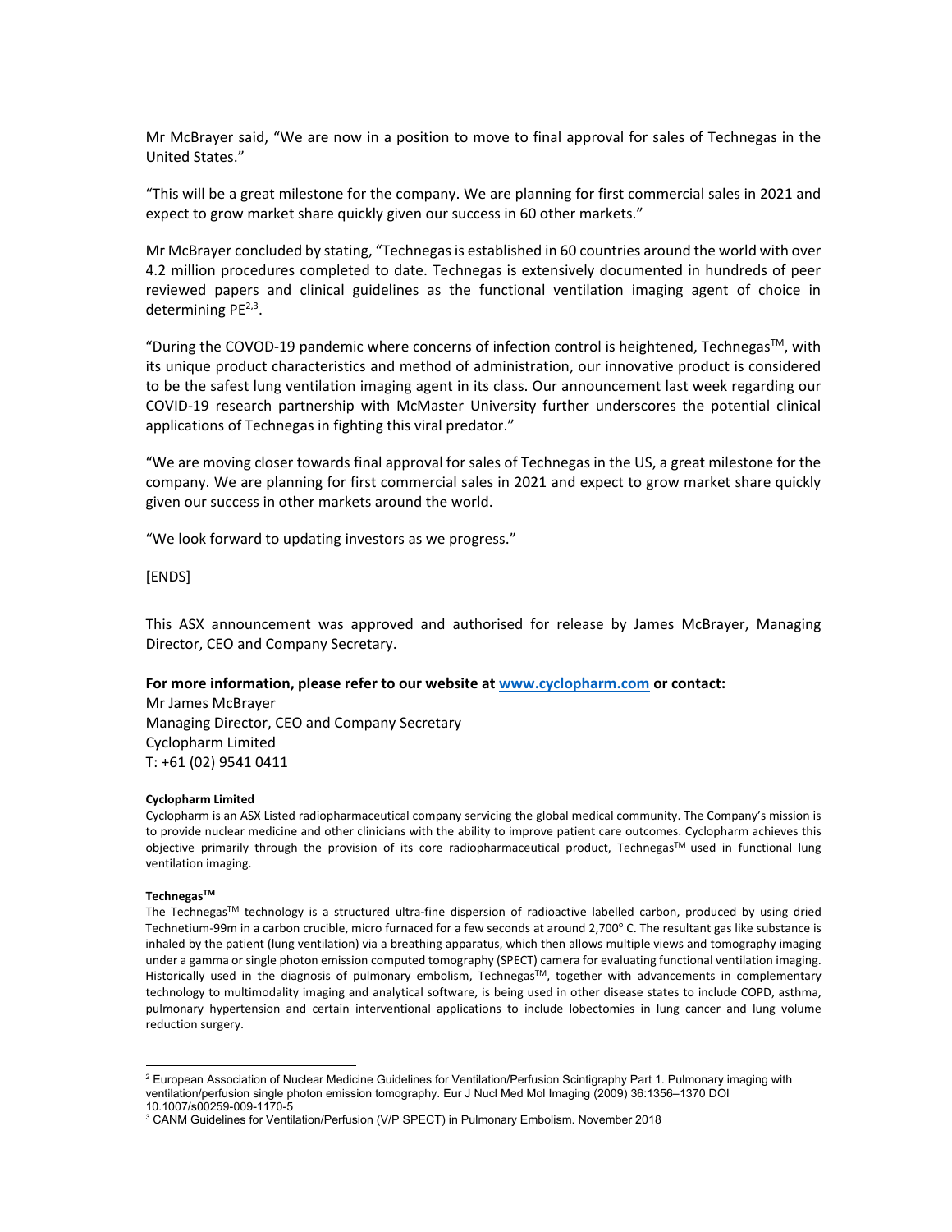Mr McBrayer said, "We are now in a position to move to final approval for sales of Technegas in the United States."

"This will be a great milestone for the company. We are planning for first commercial sales in 2021 and expect to grow market share quickly given our success in 60 other markets."

Mr McBrayer concluded by stating, "Technegas is established in 60 countries around the world with over 4.2 million procedures completed to date. Technegas is extensively documented in hundreds of peer reviewed papers and clinical guidelines as the functional ventilation imaging agent of choice in determining PE[2,3].

"During the COVOD-19 pandemic where concerns of infection control is heightened, Technegas™, with its unique product characteristics and method of administration, our innovative product is considered to be the safest lung ventilation imaging agent in its class. Our announcement last week regarding our COVID-19 research partnership with McMaster University further underscores the potential clinical applications of Technegas in fighting this viral predator."

"We are moving closer towards final approval for sales of Technegas in the US, a great milestone for the company. We are planning for first commercial sales in 2021 and expect to grow market share quickly given our success in other markets around the world.

"We look forward to updating investors as we progress."

[ENDS]

This ASX announcement was approved and authorised for release by James McBrayer, Managing Director, CEO and Company Secretary.

**For more information, please refer to our website at [www.cyclopharm.com](http://www.cyclopharm.com) or contact:**

Mr James McBrayer
Managing Director, CEO and Company Secretary
Cyclopharm Limited
T: +61 (02) 9541 0411

**Cyclopharm Limited**

Cyclopharm is an ASX Listed radiopharmaceutical company servicing the global medical community. The Company's mission is to provide nuclear medicine and other clinicians with the ability to improve patient care outcomes. Cyclopharm achieves this objective primarily through the provision of its core radiopharmaceutical product, Technegas™ used in functional lung ventilation imaging.

**Technegas™**

The Technegas™ technology is a structured ultra-fine dispersion of radioactive labelled carbon, produced by using dried Technetium-99m in a carbon crucible, micro furnaced for a few seconds at around 2,700° C. The resultant gas like substance is inhaled by the patient (lung ventilation) via a breathing apparatus, which then allows multiple views and tomography imaging under a gamma or single photon emission computed tomography (SPECT) camera for evaluating functional ventilation imaging. Historically used in the diagnosis of pulmonary embolism, Technegas™, together with advancements in complementary technology to multimodality imaging and analytical software, is being used in other disease states to include COPD, asthma, pulmonary hypertension and certain interventional applications to include lobectomies in lung cancer and lung volume reduction surgery.

---

[2] European Association of Nuclear Medicine Guidelines for Ventilation/Perfusion Scintigraphy Part 1. Pulmonary imaging with ventilation/perfusion single photon emission tomography. Eur J Nucl Med Mol Imaging (2009) 36:1356–1370 DOI 10.1007/s00259-009-1170-5

[3] CANM Guidelines for Ventilation/Perfusion (V/P SPECT) in Pulmonary Embolism. November 2018